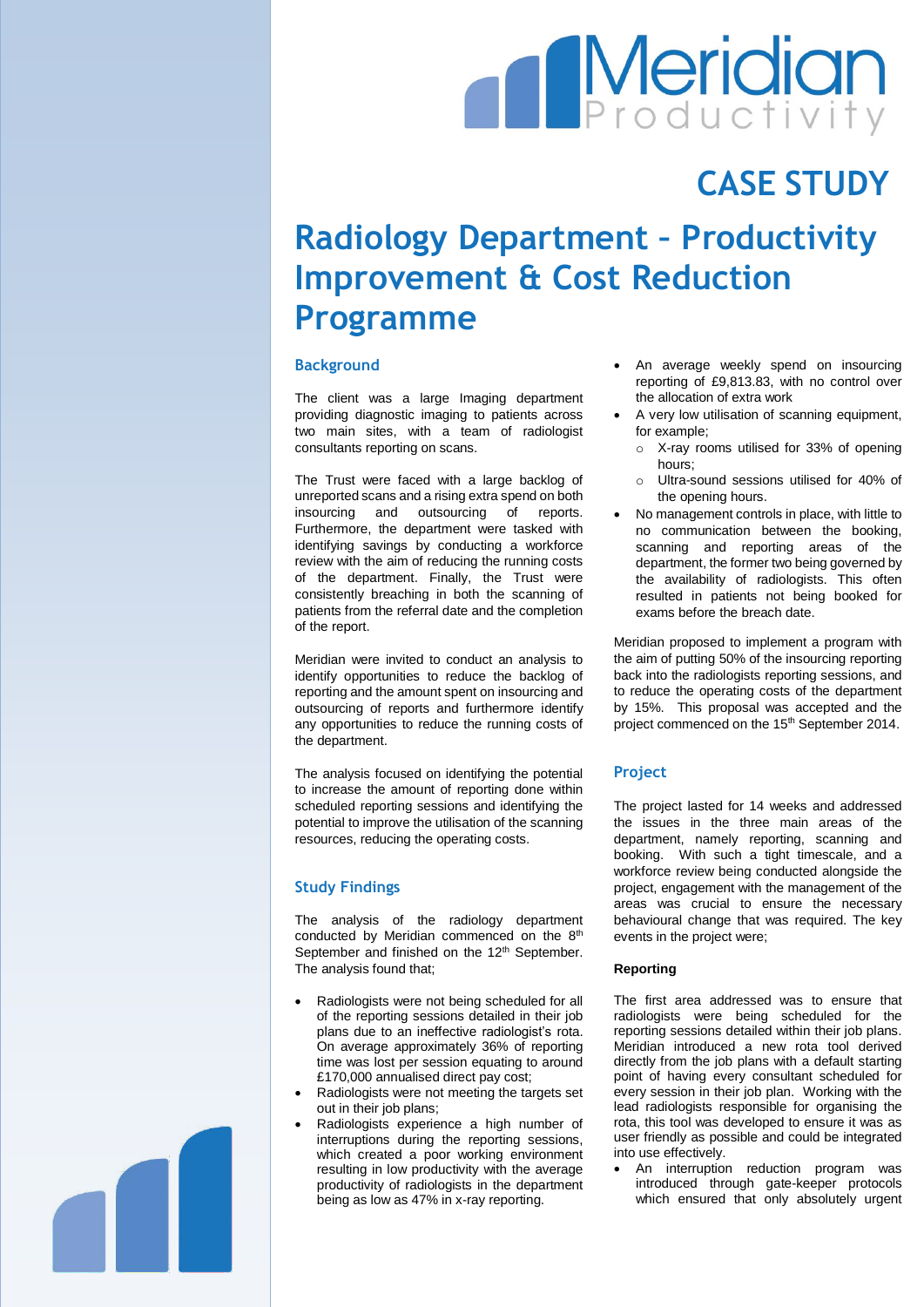# CASE STUDY

# Radiology Department – Productivity Improvement & Cost Reduction Programme

## Background

The client was a large Imaging department providing diagnostic imaging to patients across two main sites, with a team of radiologist consultants reporting on scans.

The Trust were faced with a large backlog of unreported scans and a rising extra spend on both insourcing and outsourcing of reports. Furthermore, the department were tasked with identifying savings by conducting a workforce review with the aim of reducing the running costs of the department. Finally, the Trust were consistently breaching in both the scanning of patients from the referral date and the completion of the report.

Meridian were invited to conduct an analysis to identify opportunities to reduce the backlog of reporting and the amount spent on insourcing and outsourcing of reports and furthermore identify any opportunities to reduce the running costs of the department.

The analysis focused on identifying the potential to increase the amount of reporting done within scheduled reporting sessions and identifying the potential to improve the utilisation of the scanning resources, reducing the operating costs.

## Study Findings

The analysis of the radiology department conducted by Meridian commenced on the 8th September and finished on the 12th September. The analysis found that;

- Radiologists were not being scheduled for all of the reporting sessions detailed in their job plans due to an ineffective radiologist's rota. On average approximately 36% of reporting time was lost per session equating to around £170,000 annualised direct pay cost;
- Radiologists were not meeting the targets set out in their job plans;
- Radiologists experience a high number of interruptions during the reporting sessions, which created a poor working environment resulting in low productivity with the average productivity of radiologists in the department being as low as 47% in x-ray reporting.
- An average weekly spend on insourcing reporting of £9,813.83, with no control over the allocation of extra work
- A very low utilisation of scanning equipment, for example;
  - X-ray rooms utilised for 33% of opening hours;
  - Ultra-sound sessions utilised for 40% of the opening hours.
- No management controls in place, with little to no communication between the booking, scanning and reporting areas of the department, the former two being governed by the availability of radiologists. This often resulted in patients not being booked for exams before the breach date.

Meridian proposed to implement a program with the aim of putting 50% of the insourcing reporting back into the radiologists reporting sessions, and to reduce the operating costs of the department by 15%. This proposal was accepted and the project commenced on the 15th September 2014.

## Project

The project lasted for 14 weeks and addressed the issues in the three main areas of the department, namely reporting, scanning and booking. With such a tight timescale, and a workforce review being conducted alongside the project, engagement with the management of the areas was crucial to ensure the necessary behavioural change that was required. The key events in the project were;

### Reporting

The first area addressed was to ensure that radiologists were being scheduled for the reporting sessions detailed within their job plans. Meridian introduced a new rota tool derived directly from the job plans with a default starting point of having every consultant scheduled for every session in their job plan. Working with the lead radiologists responsible for organising the rota, this tool was developed to ensure it was as user friendly as possible and could be integrated into use effectively.

- An interruption reduction program was introduced through gate-keeper protocols which ensured that only absolutely urgent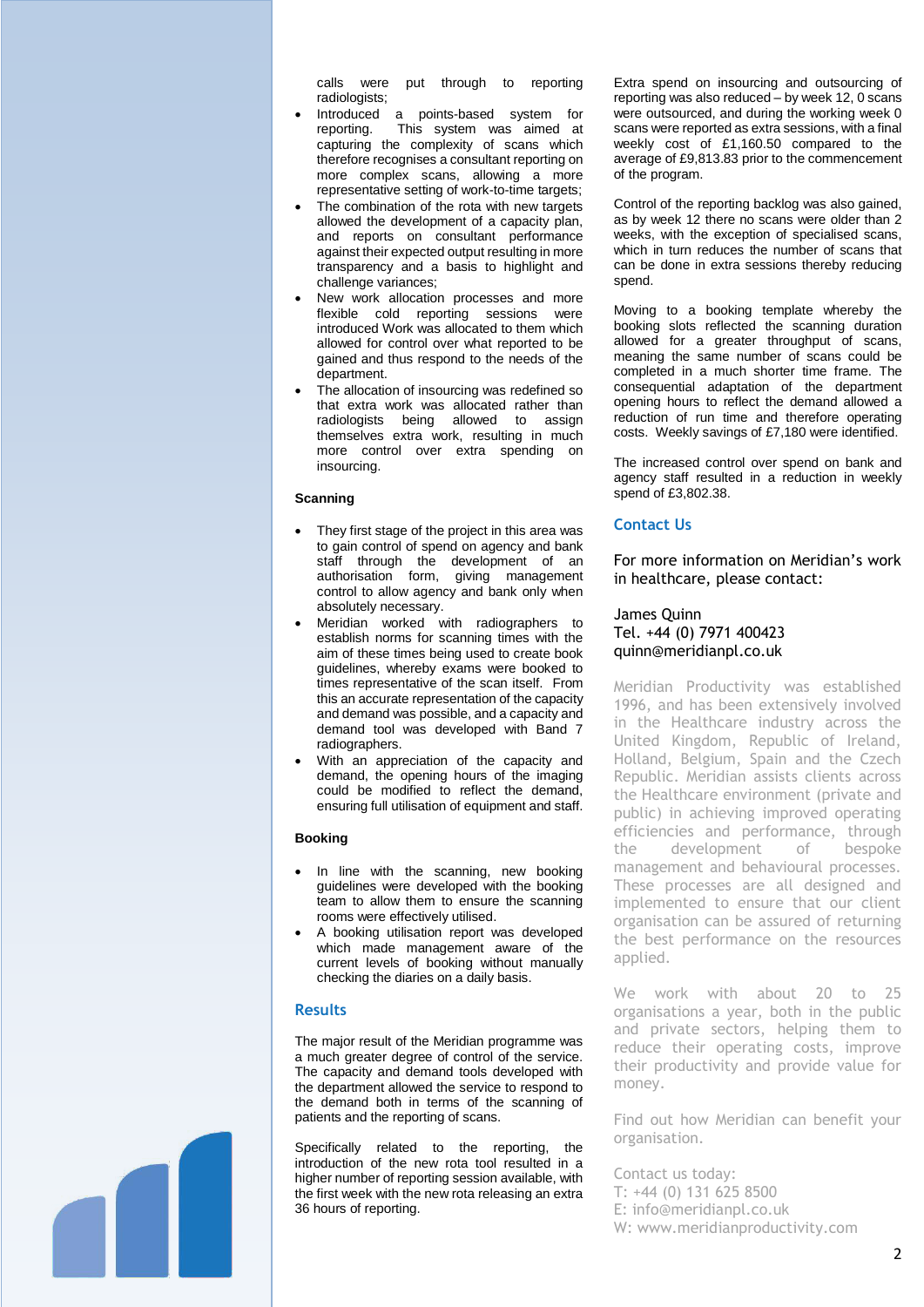calls were put through to reporting radiologists;

- Introduced a points-based system for reporting. This system was aimed at capturing the complexity of scans which therefore recognises a consultant reporting on more complex scans, allowing a more representative setting of work-to-time targets;
- The combination of the rota with new targets allowed the development of a capacity plan, and reports on consultant performance against their expected output resulting in more transparency and a basis to highlight and challenge variances;
- New work allocation processes and more flexible cold reporting sessions were introduced Work was allocated to them which allowed for control over what reported to be gained and thus respond to the needs of the department.
- The allocation of insourcing was redefined so that extra work was allocated rather than radiologists being allowed to assign themselves extra work, resulting in much more control over extra spending on insourcing.

**Scanning**

- They first stage of the project in this area was to gain control of spend on agency and bank staff through the development of an authorisation form, giving management control to allow agency and bank only when absolutely necessary.
- Meridian worked with radiographers to establish norms for scanning times with the aim of these times being used to create book guidelines, whereby exams were booked to times representative of the scan itself. From this an accurate representation of the capacity and demand was possible, and a capacity and demand tool was developed with Band 7 radiographers.
- With an appreciation of the capacity and demand, the opening hours of the imaging could be modified to reflect the demand, ensuring full utilisation of equipment and staff.

**Booking**

- In line with the scanning, new booking guidelines were developed with the booking team to allow them to ensure the scanning rooms were effectively utilised.
- A booking utilisation report was developed which made management aware of the current levels of booking without manually checking the diaries on a daily basis.

## Results

The major result of the Meridian programme was a much greater degree of control of the service. The capacity and demand tools developed with the department allowed the service to respond to the demand both in terms of the scanning of patients and the reporting of scans.

Specifically related to the reporting, the introduction of the new rota tool resulted in a higher number of reporting session available, with the first week with the new rota releasing an extra 36 hours of reporting.

Extra spend on insourcing and outsourcing of reporting was also reduced – by week 12, 0 scans were outsourced, and during the working week 0 scans were reported as extra sessions, with a final weekly cost of £1,160.50 compared to the average of £9,813.83 prior to the commencement of the program.

Control of the reporting backlog was also gained, as by week 12 there no scans were older than 2 weeks, with the exception of specialised scans, which in turn reduces the number of scans that can be done in extra sessions thereby reducing spend.

Moving to a booking template whereby the booking slots reflected the scanning duration allowed for a greater throughput of scans, meaning the same number of scans could be completed in a much shorter time frame. The consequential adaptation of the department opening hours to reflect the demand allowed a reduction of run time and therefore operating costs. Weekly savings of £7,180 were identified.

The increased control over spend on bank and agency staff resulted in a reduction in weekly spend of £3,802.38.

## Contact Us

For more information on Meridian's work in healthcare, please contact:

James Quinn
Tel. +44 (0) 7971 400423
quinn@meridianpl.co.uk

Meridian Productivity was established 1996, and has been extensively involved in the Healthcare industry across the United Kingdom, Republic of Ireland, Holland, Belgium, Spain and the Czech Republic. Meridian assists clients across the Healthcare environment (private and public) in achieving improved operating efficiencies and performance, through the development of bespoke management and behavioural processes. These processes are all designed and implemented to ensure that our client organisation can be assured of returning the best performance on the resources applied.

We work with about 20 to 25 organisations a year, both in the public and private sectors, helping them to reduce their operating costs, improve their productivity and provide value for money.

Find out how Meridian can benefit your organisation.

Contact us today:
T: +44 (0) 131 625 8500
E: info@meridianpl.co.uk
W: www.meridianproductivity.com